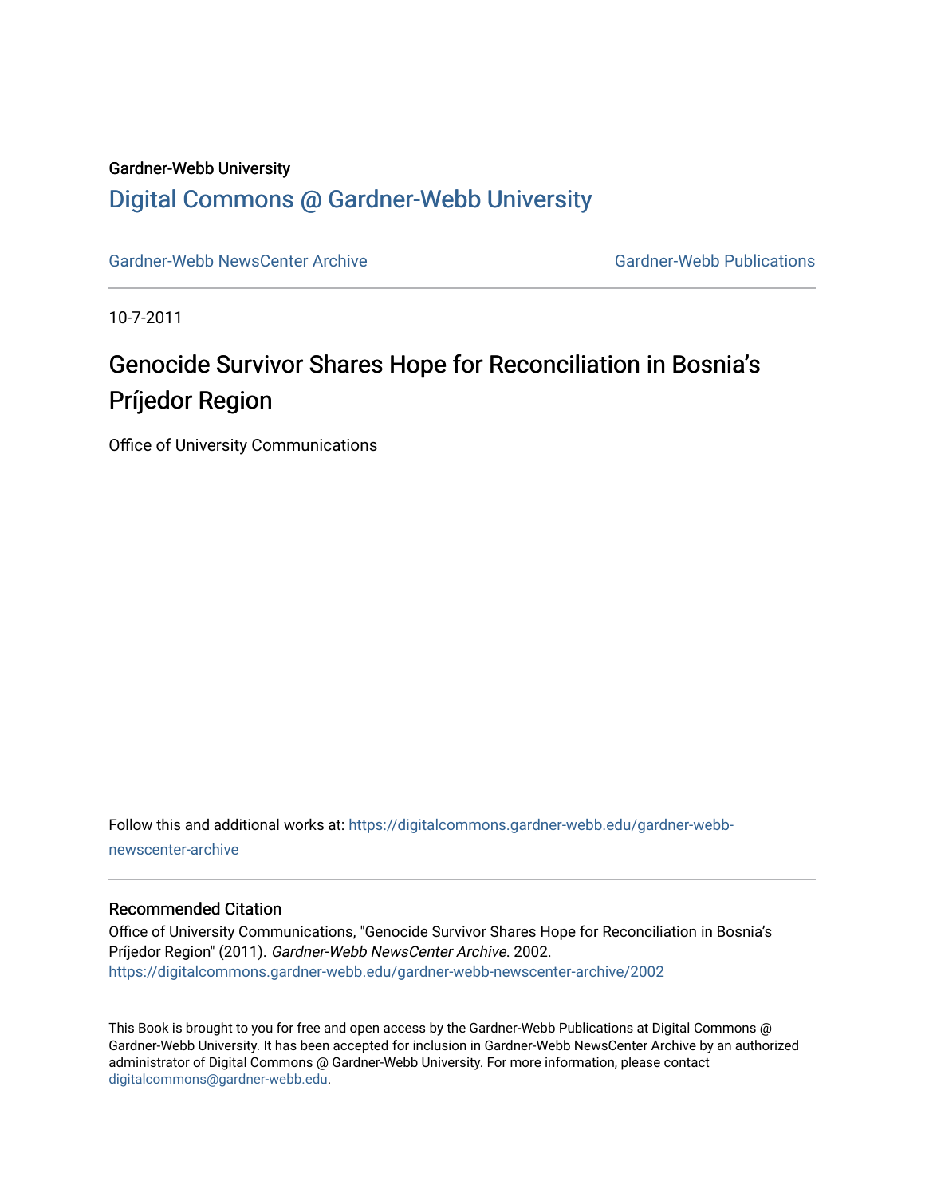Gardner-Webb University

# Digital Commons @ Gardner-Webb University

Gardner-Webb NewsCenter Archive | Gardner-Webb Publications

10-7-2011

## Genocide Survivor Shares Hope for Reconciliation in Bosnia's Príjedor Region

Office of University Communications

Follow this and additional works at: https://digitalcommons.gardner-webb.edu/gardner-webb-newscenter-archive

### Recommended Citation

Office of University Communications, "Genocide Survivor Shares Hope for Reconciliation in Bosnia's Príjedor Region" (2011). *Gardner-Webb NewsCenter Archive*. 2002.
https://digitalcommons.gardner-webb.edu/gardner-webb-newscenter-archive/2002

This Book is brought to you for free and open access by the Gardner-Webb Publications at Digital Commons @ Gardner-Webb University. It has been accepted for inclusion in Gardner-Webb NewsCenter Archive by an authorized administrator of Digital Commons @ Gardner-Webb University. For more information, please contact digitalcommons@gardner-webb.edu.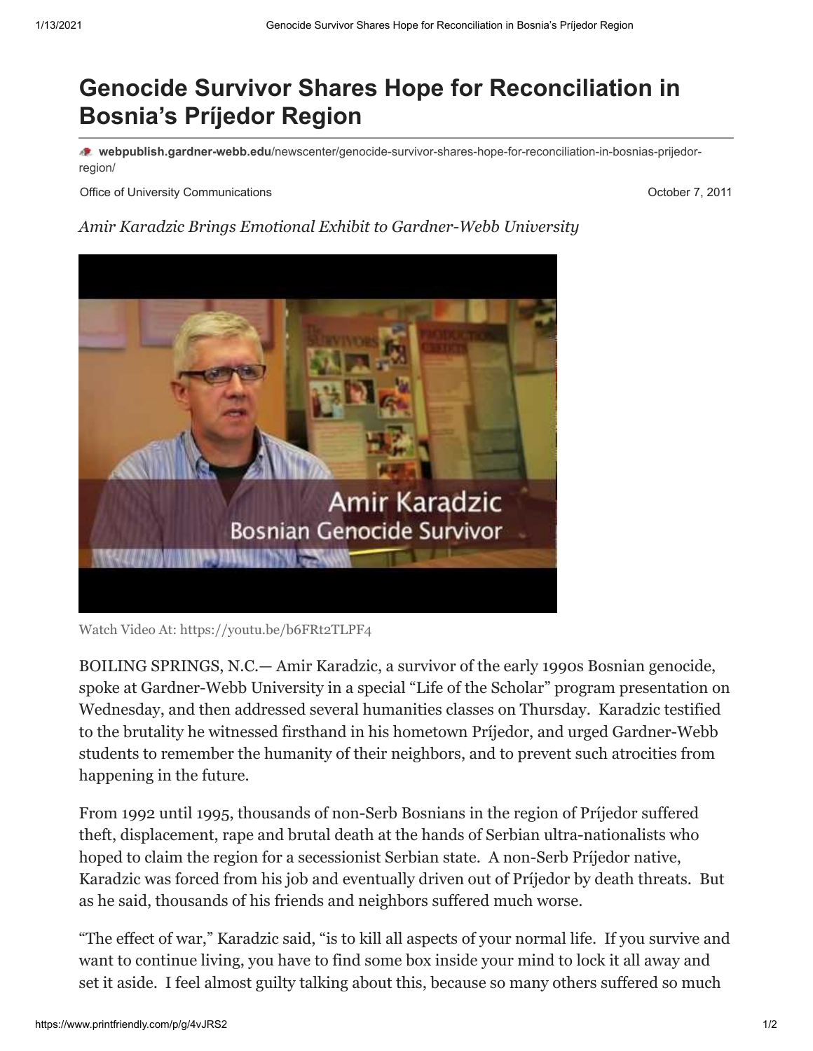# Genocide Survivor Shares Hope for Reconciliation in Bosnia's Príjedor Region

webpublish.gardner-webb.edu/newscenter/genocide-survivor-shares-hope-for-reconciliation-in-bosnias-prijedor-region/

Office of University Communications

October 7, 2011

*Amir Karadzic Brings Emotional Exhibit to Gardner-Webb University*

Watch Video At: https://youtu.be/b6FRt2TLPF4

BOILING SPRINGS, N.C.— Amir Karadzic, a survivor of the early 1990s Bosnian genocide, spoke at Gardner-Webb University in a special "Life of the Scholar" program presentation on Wednesday, and then addressed several humanities classes on Thursday. Karadzic testified to the brutality he witnessed firsthand in his hometown Príjedor, and urged Gardner-Webb students to remember the humanity of their neighbors, and to prevent such atrocities from happening in the future.

From 1992 until 1995, thousands of non-Serb Bosnians in the region of Príjedor suffered theft, displacement, rape and brutal death at the hands of Serbian ultra-nationalists who hoped to claim the region for a secessionist Serbian state. A non-Serb Príjedor native, Karadzic was forced from his job and eventually driven out of Príjedor by death threats. But as he said, thousands of his friends and neighbors suffered much worse.

"The effect of war," Karadzic said, "is to kill all aspects of your normal life. If you survive and want to continue living, you have to find some box inside your mind to lock it all away and set it aside. I feel almost guilty talking about this, because so many others suffered so much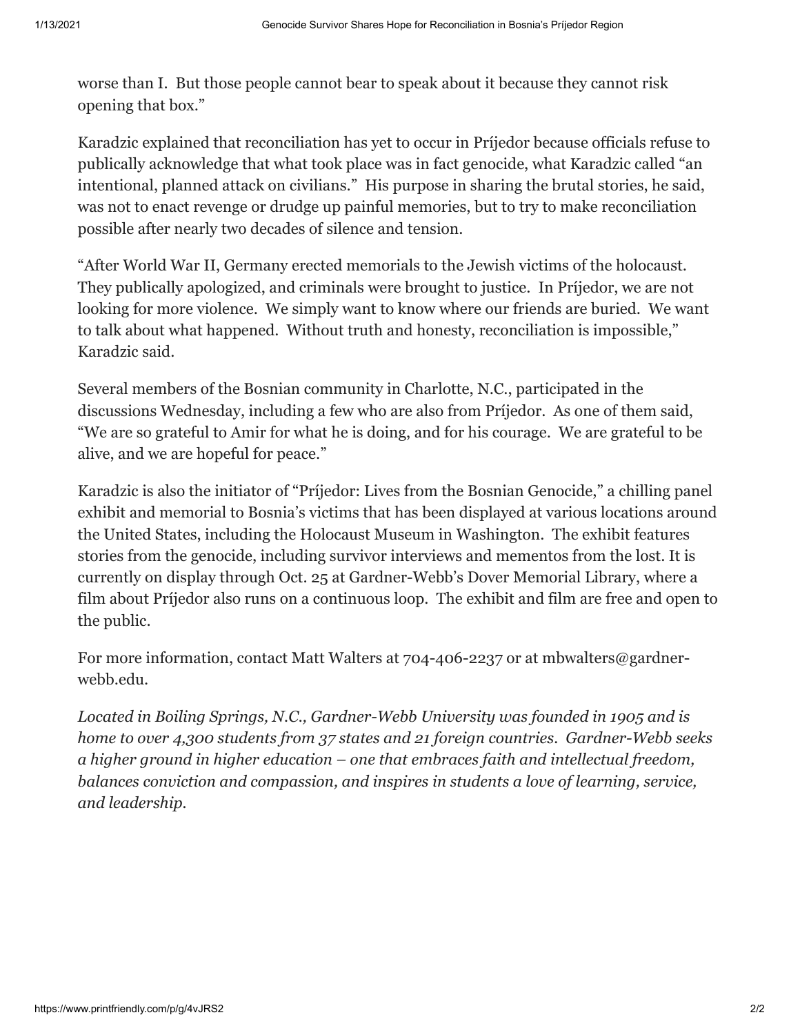worse than I. But those people cannot bear to speak about it because they cannot risk opening that box."

Karadzic explained that reconciliation has yet to occur in Príjedor because officials refuse to publically acknowledge that what took place was in fact genocide, what Karadzic called "an intentional, planned attack on civilians." His purpose in sharing the brutal stories, he said, was not to enact revenge or drudge up painful memories, but to try to make reconciliation possible after nearly two decades of silence and tension.

"After World War II, Germany erected memorials to the Jewish victims of the holocaust. They publically apologized, and criminals were brought to justice. In Príjedor, we are not looking for more violence. We simply want to know where our friends are buried. We want to talk about what happened. Without truth and honesty, reconciliation is impossible," Karadzic said.

Several members of the Bosnian community in Charlotte, N.C., participated in the discussions Wednesday, including a few who are also from Príjedor. As one of them said, "We are so grateful to Amir for what he is doing, and for his courage. We are grateful to be alive, and we are hopeful for peace."

Karadzic is also the initiator of "Príjedor: Lives from the Bosnian Genocide," a chilling panel exhibit and memorial to Bosnia's victims that has been displayed at various locations around the United States, including the Holocaust Museum in Washington. The exhibit features stories from the genocide, including survivor interviews and mementos from the lost. It is currently on display through Oct. 25 at Gardner-Webb's Dover Memorial Library, where a film about Príjedor also runs on a continuous loop. The exhibit and film are free and open to the public.

For more information, contact Matt Walters at 704-406-2237 or at mbwalters@gardner-webb.edu.

*Located in Boiling Springs, N.C., Gardner-Webb University was founded in 1905 and is home to over 4,300 students from 37 states and 21 foreign countries. Gardner-Webb seeks a higher ground in higher education – one that embraces faith and intellectual freedom, balances conviction and compassion, and inspires in students a love of learning, service, and leadership.*